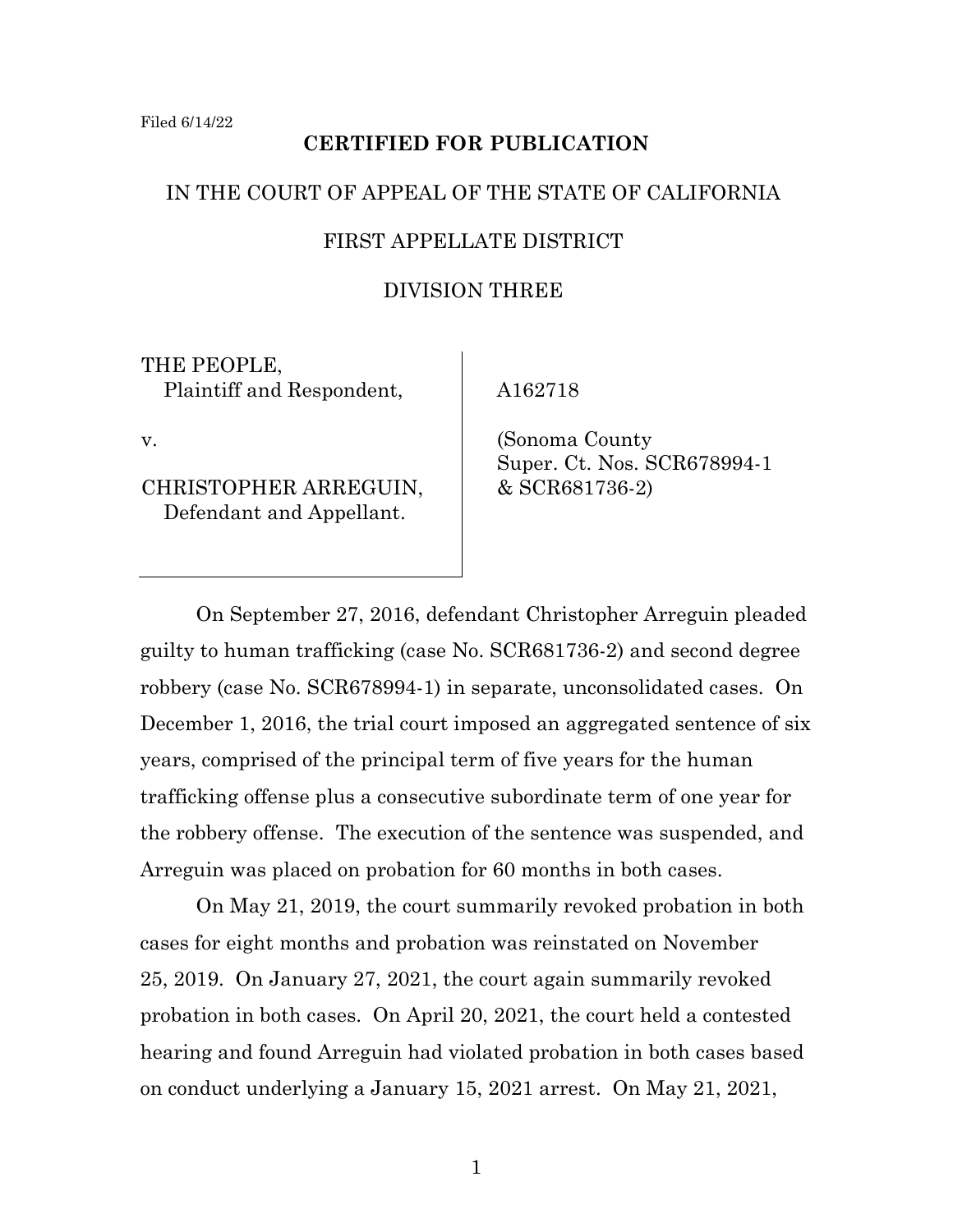Filed 6/14/22

**CERTIFIED FOR PUBLICATION**

IN THE COURT OF APPEAL OF THE STATE OF CALIFORNIA

FIRST APPELLATE DISTRICT

DIVISION THREE

| | |
|---|---|
| THE PEOPLE,<br>Plaintiff and Respondent,<br><br>v.<br><br>CHRISTOPHER ARREGUIN,<br>Defendant and Appellant. | A162718<br><br>(Sonoma County<br>Super. Ct. Nos. SCR678994-1<br>& SCR681736-2) |

On September 27, 2016, defendant Christopher Arreguin pleaded guilty to human trafficking (case No. SCR681736-2) and second degree robbery (case No. SCR678994-1) in separate, unconsolidated cases. On December 1, 2016, the trial court imposed an aggregated sentence of six years, comprised of the principal term of five years for the human trafficking offense plus a consecutive subordinate term of one year for the robbery offense. The execution of the sentence was suspended, and Arreguin was placed on probation for 60 months in both cases.

On May 21, 2019, the court summarily revoked probation in both cases for eight months and probation was reinstated on November 25, 2019. On January 27, 2021, the court again summarily revoked probation in both cases. On April 20, 2021, the court held a contested hearing and found Arreguin had violated probation in both cases based on conduct underlying a January 15, 2021 arrest. On May 21, 2021,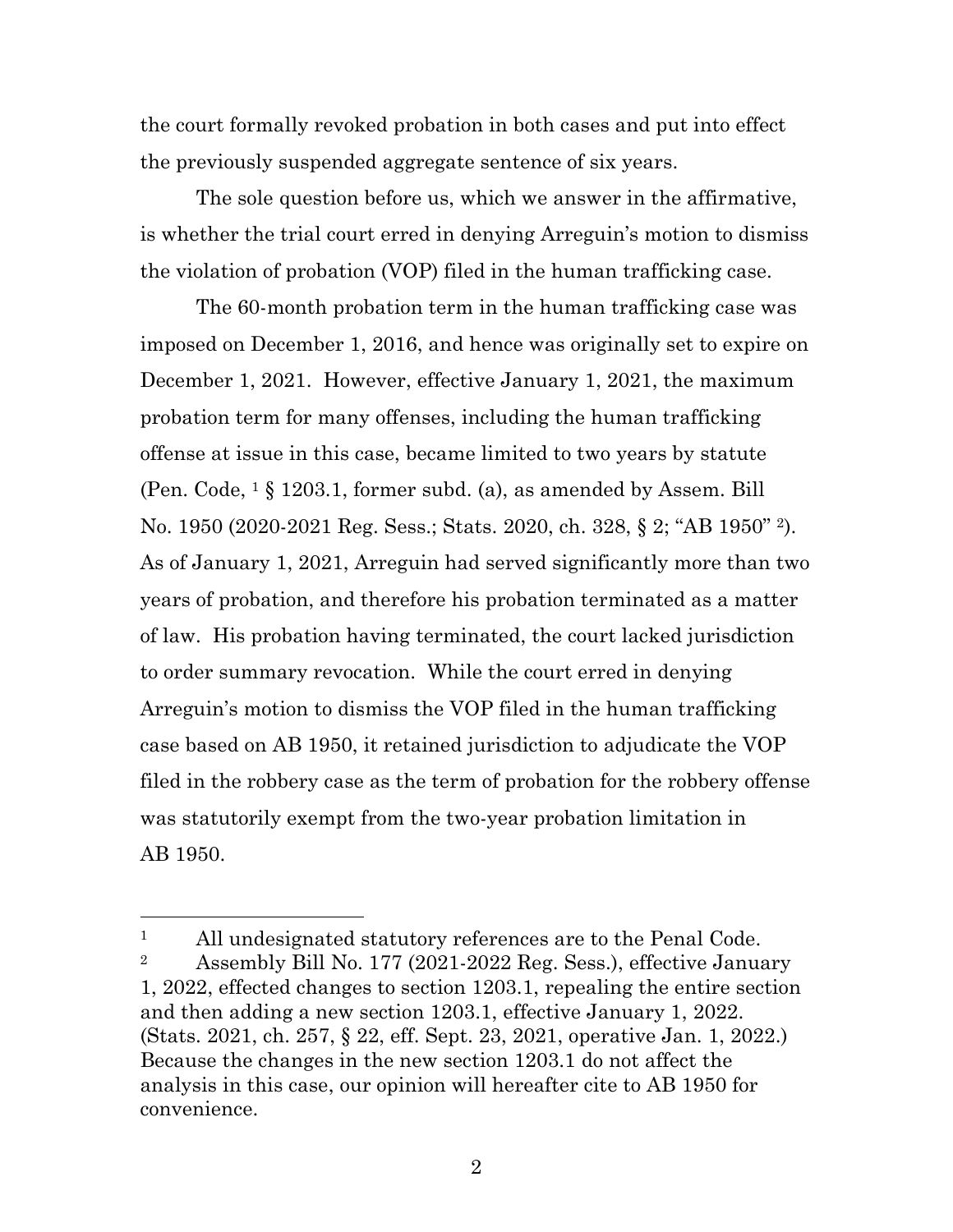the court formally revoked probation in both cases and put into effect the previously suspended aggregate sentence of six years.

The sole question before us, which we answer in the affirmative, is whether the trial court erred in denying Arreguin's motion to dismiss the violation of probation (VOP) filed in the human trafficking case.

The 60-month probation term in the human trafficking case was imposed on December 1, 2016, and hence was originally set to expire on December 1, 2021. However, effective January 1, 2021, the maximum probation term for many offenses, including the human trafficking offense at issue in this case, became limited to two years by statute (Pen. Code, [1] § 1203.1, former subd. (a), as amended by Assem. Bill No. 1950 (2020-2021 Reg. Sess.; Stats. 2020, ch. 328, § 2; "AB 1950" [2]). As of January 1, 2021, Arreguin had served significantly more than two years of probation, and therefore his probation terminated as a matter of law. His probation having terminated, the court lacked jurisdiction to order summary revocation. While the court erred in denying Arreguin's motion to dismiss the VOP filed in the human trafficking case based on AB 1950, it retained jurisdiction to adjudicate the VOP filed in the robbery case as the term of probation for the robbery offense was statutorily exempt from the two-year probation limitation in AB 1950.

---

[1] All undesignated statutory references are to the Penal Code.

[2] Assembly Bill No. 177 (2021-2022 Reg. Sess.), effective January 1, 2022, effected changes to section 1203.1, repealing the entire section and then adding a new section 1203.1, effective January 1, 2022. (Stats. 2021, ch. 257, § 22, eff. Sept. 23, 2021, operative Jan. 1, 2022.) Because the changes in the new section 1203.1 do not affect the analysis in this case, our opinion will hereafter cite to AB 1950 for convenience.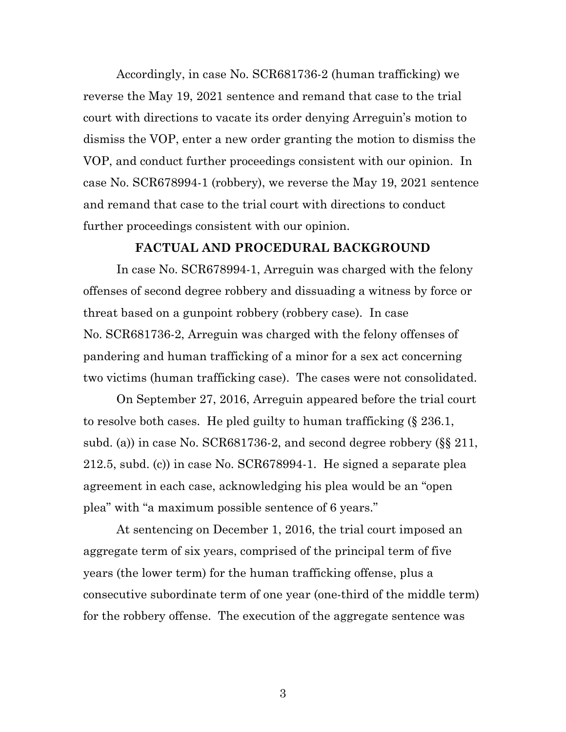Accordingly, in case No. SCR681736-2 (human trafficking) we reverse the May 19, 2021 sentence and remand that case to the trial court with directions to vacate its order denying Arreguin's motion to dismiss the VOP, enter a new order granting the motion to dismiss the VOP, and conduct further proceedings consistent with our opinion. In case No. SCR678994-1 (robbery), we reverse the May 19, 2021 sentence and remand that case to the trial court with directions to conduct further proceedings consistent with our opinion.

## FACTUAL AND PROCEDURAL BACKGROUND

In case No. SCR678994-1, Arreguin was charged with the felony offenses of second degree robbery and dissuading a witness by force or threat based on a gunpoint robbery (robbery case). In case No. SCR681736-2, Arreguin was charged with the felony offenses of pandering and human trafficking of a minor for a sex act concerning two victims (human trafficking case). The cases were not consolidated.

On September 27, 2016, Arreguin appeared before the trial court to resolve both cases. He pled guilty to human trafficking (§ 236.1, subd. (a)) in case No. SCR681736-2, and second degree robbery (§§ 211, 212.5, subd. (c)) in case No. SCR678994-1. He signed a separate plea agreement in each case, acknowledging his plea would be an "open plea" with "a maximum possible sentence of 6 years."

At sentencing on December 1, 2016, the trial court imposed an aggregate term of six years, comprised of the principal term of five years (the lower term) for the human trafficking offense, plus a consecutive subordinate term of one year (one-third of the middle term) for the robbery offense. The execution of the aggregate sentence was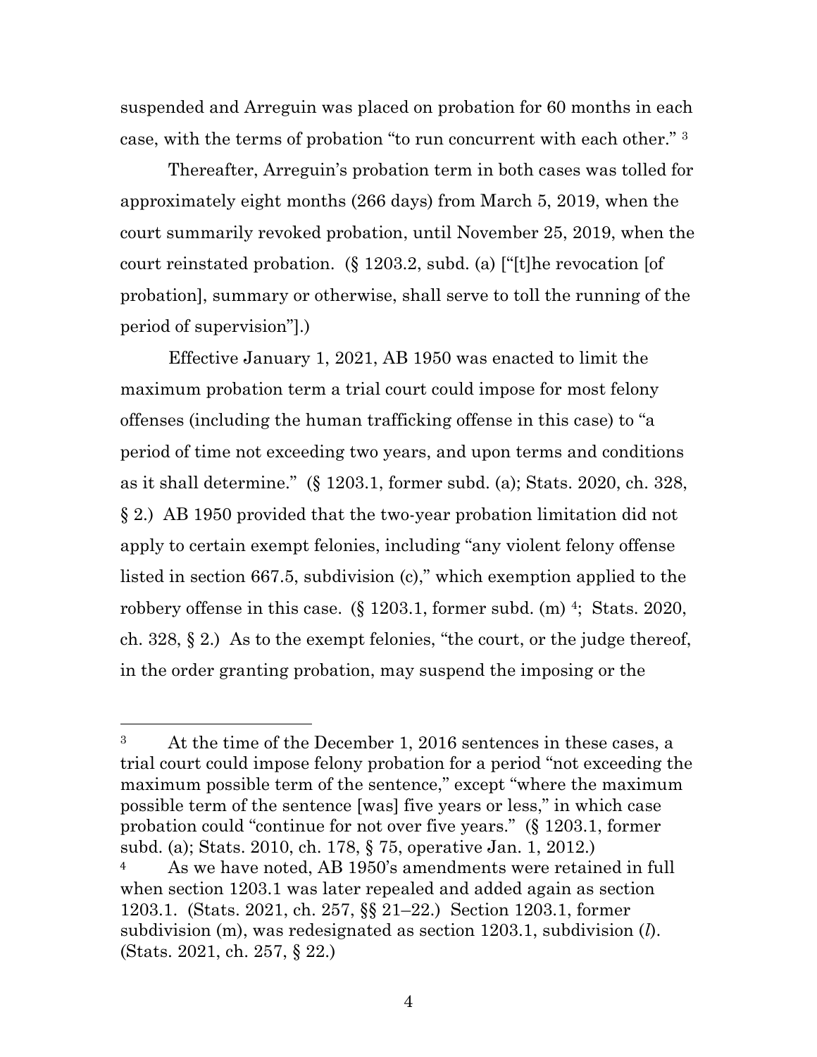suspended and Arreguin was placed on probation for 60 months in each case, with the terms of probation "to run concurrent with each other." [3]

Thereafter, Arreguin's probation term in both cases was tolled for approximately eight months (266 days) from March 5, 2019, when the court summarily revoked probation, until November 25, 2019, when the court reinstated probation. (§ 1203.2, subd. (a) ["[t]he revocation [of probation], summary or otherwise, shall serve to toll the running of the period of supervision"].)

Effective January 1, 2021, AB 1950 was enacted to limit the maximum probation term a trial court could impose for most felony offenses (including the human trafficking offense in this case) to "a period of time not exceeding two years, and upon terms and conditions as it shall determine." (§ 1203.1, former subd. (a); Stats. 2020, ch. 328, § 2.) AB 1950 provided that the two-year probation limitation did not apply to certain exempt felonies, including "any violent felony offense listed in section 667.5, subdivision (c)," which exemption applied to the robbery offense in this case. (§ 1203.1, former subd. (m) [4]; Stats. 2020, ch. 328, § 2.) As to the exempt felonies, "the court, or the judge thereof, in the order granting probation, may suspend the imposing or the

---

[3] At the time of the December 1, 2016 sentences in these cases, a trial court could impose felony probation for a period "not exceeding the maximum possible term of the sentence," except "where the maximum possible term of the sentence [was] five years or less," in which case probation could "continue for not over five years." (§ 1203.1, former subd. (a); Stats. 2010, ch. 178, § 75, operative Jan. 1, 2012.)

[4] As we have noted, AB 1950's amendments were retained in full when section 1203.1 was later repealed and added again as section 1203.1. (Stats. 2021, ch. 257, §§ 21–22.) Section 1203.1, former subdivision (m), was redesignated as section 1203.1, subdivision (*l*). (Stats. 2021, ch. 257, § 22.)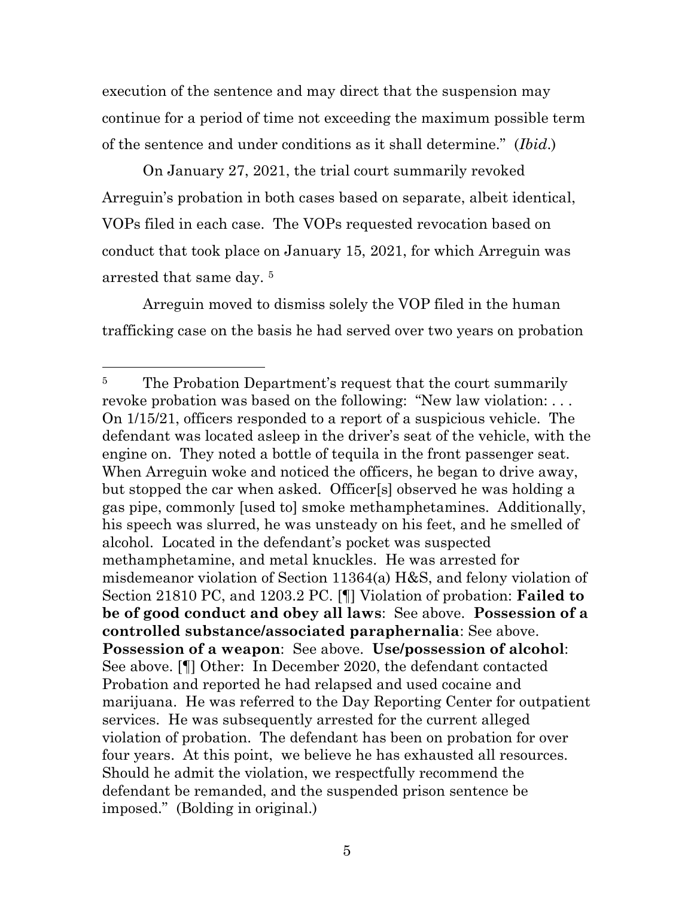execution of the sentence and may direct that the suspension may continue for a period of time not exceeding the maximum possible term of the sentence and under conditions as it shall determine." (*Ibid*.)

On January 27, 2021, the trial court summarily revoked Arreguin's probation in both cases based on separate, albeit identical, VOPs filed in each case. The VOPs requested revocation based on conduct that took place on January 15, 2021, for which Arreguin was arrested that same day. [5]

Arreguin moved to dismiss solely the VOP filed in the human trafficking case on the basis he had served over two years on probation

---

[5] The Probation Department's request that the court summarily revoke probation was based on the following: "New law violation: . . . On 1/15/21, officers responded to a report of a suspicious vehicle. The defendant was located asleep in the driver's seat of the vehicle, with the engine on. They noted a bottle of tequila in the front passenger seat. When Arreguin woke and noticed the officers, he began to drive away, but stopped the car when asked. Officer[s] observed he was holding a gas pipe, commonly [used to] smoke methamphetamines. Additionally, his speech was slurred, he was unsteady on his feet, and he smelled of alcohol. Located in the defendant's pocket was suspected methamphetamine, and metal knuckles. He was arrested for misdemeanor violation of Section 11364(a) H&S, and felony violation of Section 21810 PC, and 1203.2 PC. [¶] Violation of probation: **Failed to be of good conduct and obey all laws**: See above. **Possession of a controlled substance/associated paraphernalia**: See above. **Possession of a weapon**: See above. **Use/possession of alcohol**: See above. [¶] Other: In December 2020, the defendant contacted Probation and reported he had relapsed and used cocaine and marijuana. He was referred to the Day Reporting Center for outpatient services. He was subsequently arrested for the current alleged violation of probation. The defendant has been on probation for over four years. At this point, we believe he has exhausted all resources. Should he admit the violation, we respectfully recommend the defendant be remanded, and the suspended prison sentence be imposed." (Bolding in original.)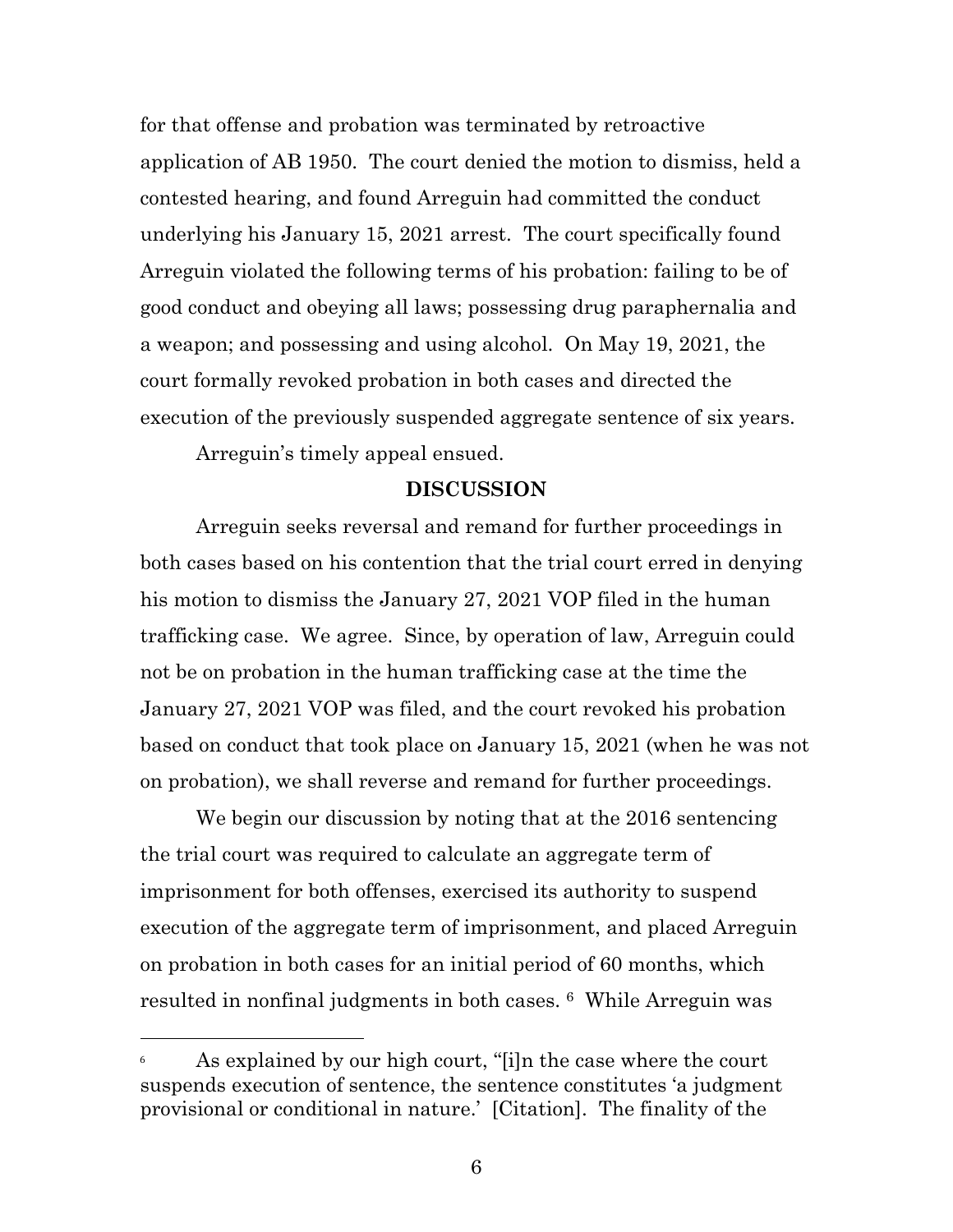for that offense and probation was terminated by retroactive application of AB 1950. The court denied the motion to dismiss, held a contested hearing, and found Arreguin had committed the conduct underlying his January 15, 2021 arrest. The court specifically found Arreguin violated the following terms of his probation: failing to be of good conduct and obeying all laws; possessing drug paraphernalia and a weapon; and possessing and using alcohol. On May 19, 2021, the court formally revoked probation in both cases and directed the execution of the previously suspended aggregate sentence of six years.

Arreguin's timely appeal ensued.

## DISCUSSION

Arreguin seeks reversal and remand for further proceedings in both cases based on his contention that the trial court erred in denying his motion to dismiss the January 27, 2021 VOP filed in the human trafficking case. We agree. Since, by operation of law, Arreguin could not be on probation in the human trafficking case at the time the January 27, 2021 VOP was filed, and the court revoked his probation based on conduct that took place on January 15, 2021 (when he was not on probation), we shall reverse and remand for further proceedings.

We begin our discussion by noting that at the 2016 sentencing the trial court was required to calculate an aggregate term of imprisonment for both offenses, exercised its authority to suspend execution of the aggregate term of imprisonment, and placed Arreguin on probation in both cases for an initial period of 60 months, which resulted in nonfinal judgments in both cases. [6] While Arreguin was

---

[6] As explained by our high court, "[i]n the case where the court suspends execution of sentence, the sentence constitutes 'a judgment provisional or conditional in nature.' [Citation]. The finality of the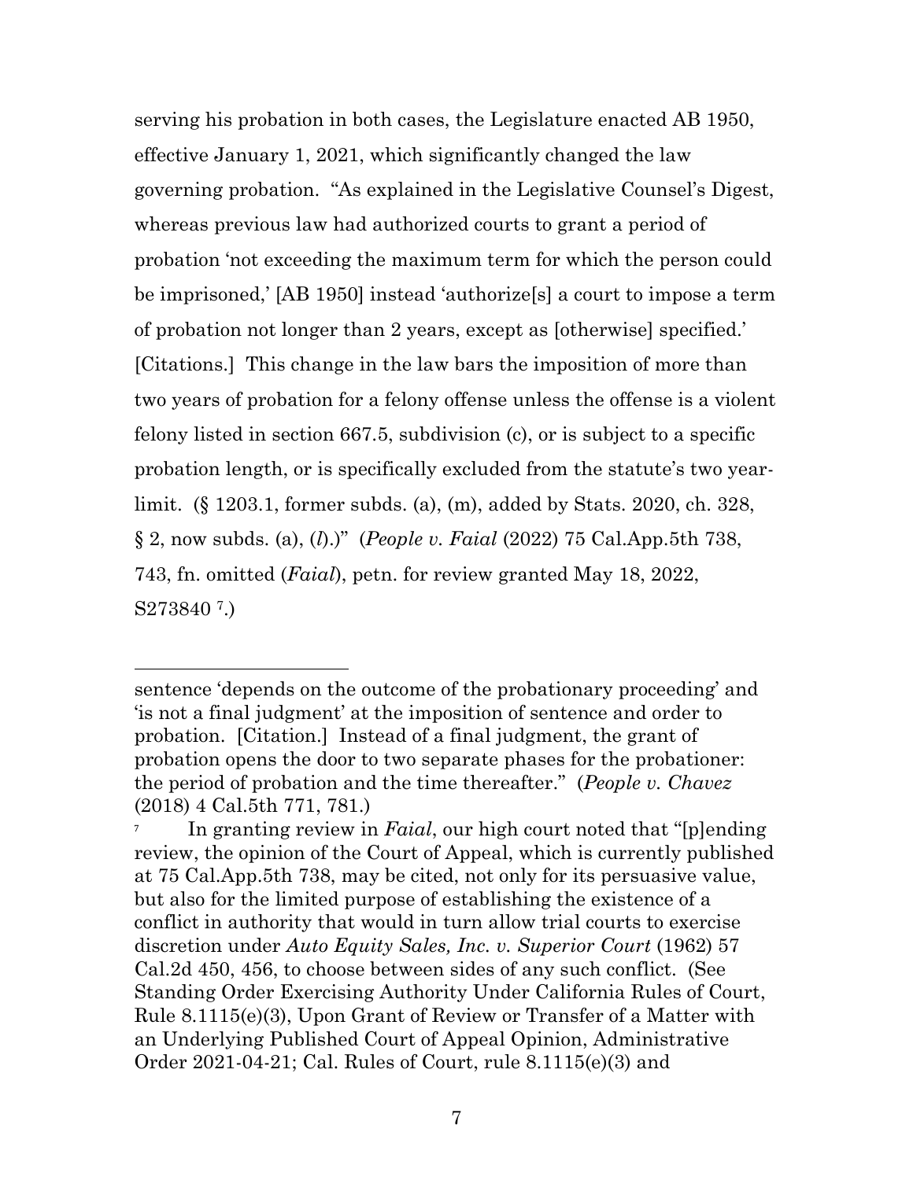serving his probation in both cases, the Legislature enacted AB 1950, effective January 1, 2021, which significantly changed the law governing probation. "As explained in the Legislative Counsel's Digest, whereas previous law had authorized courts to grant a period of probation 'not exceeding the maximum term for which the person could be imprisoned,' [AB 1950] instead 'authorize[s] a court to impose a term of probation not longer than 2 years, except as [otherwise] specified.' [Citations.] This change in the law bars the imposition of more than two years of probation for a felony offense unless the offense is a violent felony listed in section 667.5, subdivision (c), or is subject to a specific probation length, or is specifically excluded from the statute's two year-limit. (§ 1203.1, former subds. (a), (m), added by Stats. 2020, ch. 328, § 2, now subds. (a), (*l*).)" (*People v. Faial* (2022) 75 Cal.App.5th 738, 743, fn. omitted (*Faial*), petn. for review granted May 18, 2022, S273840 [7].)

---

sentence 'depends on the outcome of the probationary proceeding' and 'is not a final judgment' at the imposition of sentence and order to probation. [Citation.] Instead of a final judgment, the grant of probation opens the door to two separate phases for the probationer: the period of probation and the time thereafter." (*People v. Chavez* (2018) 4 Cal.5th 771, 781.)

[7] In granting review in *Faial*, our high court noted that "[p]ending review, the opinion of the Court of Appeal, which is currently published at 75 Cal.App.5th 738, may be cited, not only for its persuasive value, but also for the limited purpose of establishing the existence of a conflict in authority that would in turn allow trial courts to exercise discretion under *Auto Equity Sales, Inc. v. Superior Court* (1962) 57 Cal.2d 450, 456, to choose between sides of any such conflict. (See Standing Order Exercising Authority Under California Rules of Court, Rule 8.1115(e)(3), Upon Grant of Review or Transfer of a Matter with an Underlying Published Court of Appeal Opinion, Administrative Order 2021-04-21; Cal. Rules of Court, rule 8.1115(e)(3) and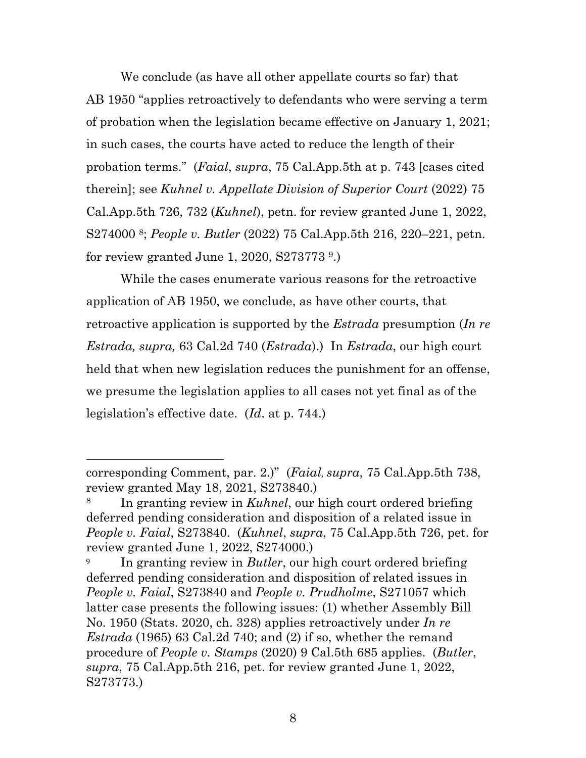We conclude (as have all other appellate courts so far) that AB 1950 "applies retroactively to defendants who were serving a term of probation when the legislation became effective on January 1, 2021; in such cases, the courts have acted to reduce the length of their probation terms." (*Faial*, *supra*, 75 Cal.App.5th at p. 743 [cases cited therein]; see *Kuhnel v. Appellate Division of Superior Court* (2022) 75 Cal.App.5th 726, 732 (*Kuhnel*), petn. for review granted June 1, 2022, S274000 [8]; *People v. Butler* (2022) 75 Cal.App.5th 216, 220–221, petn. for review granted June 1, 2020, S273773 [9].)

While the cases enumerate various reasons for the retroactive application of AB 1950, we conclude, as have other courts, that retroactive application is supported by the *Estrada* presumption (*In re Estrada, supra,* 63 Cal.2d 740 (*Estrada*).) In *Estrada*, our high court held that when new legislation reduces the punishment for an offense, we presume the legislation applies to all cases not yet final as of the legislation's effective date. (*Id*. at p. 744.)

---

corresponding Comment, par. 2.)" (*Faial, supra*, 75 Cal.App.5th 738, review granted May 18, 2021, S273840.)

[8] In granting review in *Kuhnel*, our high court ordered briefing deferred pending consideration and disposition of a related issue in *People v. Faial*, S273840. (*Kuhnel*, *supra*, 75 Cal.App.5th 726, pet. for review granted June 1, 2022, S274000.)

[9] In granting review in *Butler*, our high court ordered briefing deferred pending consideration and disposition of related issues in *People v. Faial*, S273840 and *People v. Prudholme*, S271057 which latter case presents the following issues: (1) whether Assembly Bill No. 1950 (Stats. 2020, ch. 328) applies retroactively under *In re Estrada* (1965) 63 Cal.2d 740; and (2) if so, whether the remand procedure of *People v. Stamps* (2020) 9 Cal.5th 685 applies. (*Butler*, *supra*, 75 Cal.App.5th 216, pet. for review granted June 1, 2022, S273773.)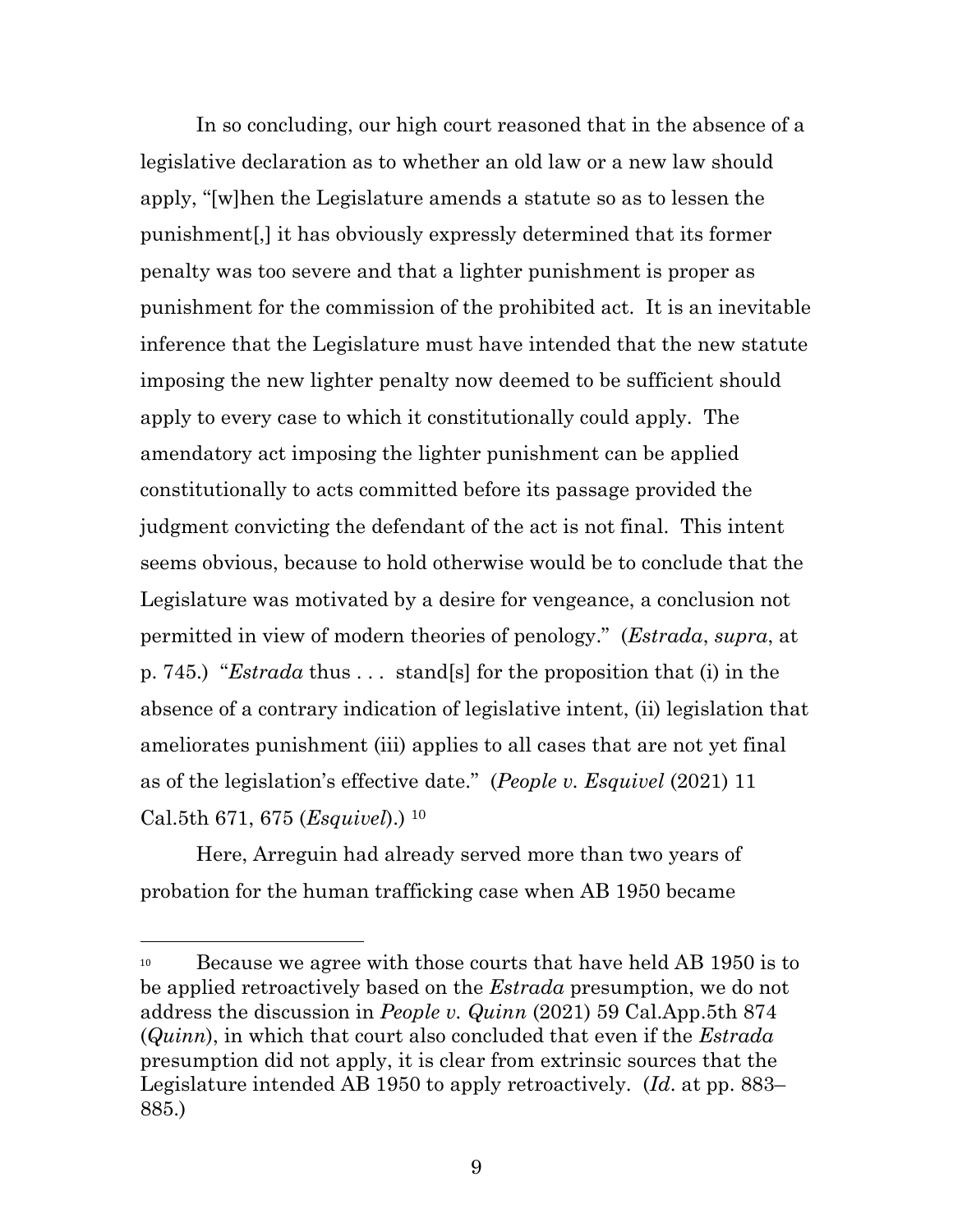In so concluding, our high court reasoned that in the absence of a legislative declaration as to whether an old law or a new law should apply, "[w]hen the Legislature amends a statute so as to lessen the punishment[,] it has obviously expressly determined that its former penalty was too severe and that a lighter punishment is proper as punishment for the commission of the prohibited act. It is an inevitable inference that the Legislature must have intended that the new statute imposing the new lighter penalty now deemed to be sufficient should apply to every case to which it constitutionally could apply. The amendatory act imposing the lighter punishment can be applied constitutionally to acts committed before its passage provided the judgment convicting the defendant of the act is not final. This intent seems obvious, because to hold otherwise would be to conclude that the Legislature was motivated by a desire for vengeance, a conclusion not permitted in view of modern theories of penology." (*Estrada*, *supra*, at p. 745.) "*Estrada* thus . . . stand[s] for the proposition that (i) in the absence of a contrary indication of legislative intent, (ii) legislation that ameliorates punishment (iii) applies to all cases that are not yet final as of the legislation's effective date." (*People v. Esquivel* (2021) 11 Cal.5th 671, 675 (*Esquivel*).) [10]

Here, Arreguin had already served more than two years of probation for the human trafficking case when AB 1950 became

---

[10] Because we agree with those courts that have held AB 1950 is to be applied retroactively based on the *Estrada* presumption, we do not address the discussion in *People v. Quinn* (2021) 59 Cal.App.5th 874 (*Quinn*), in which that court also concluded that even if the *Estrada* presumption did not apply, it is clear from extrinsic sources that the Legislature intended AB 1950 to apply retroactively. (*Id*. at pp. 883–885.)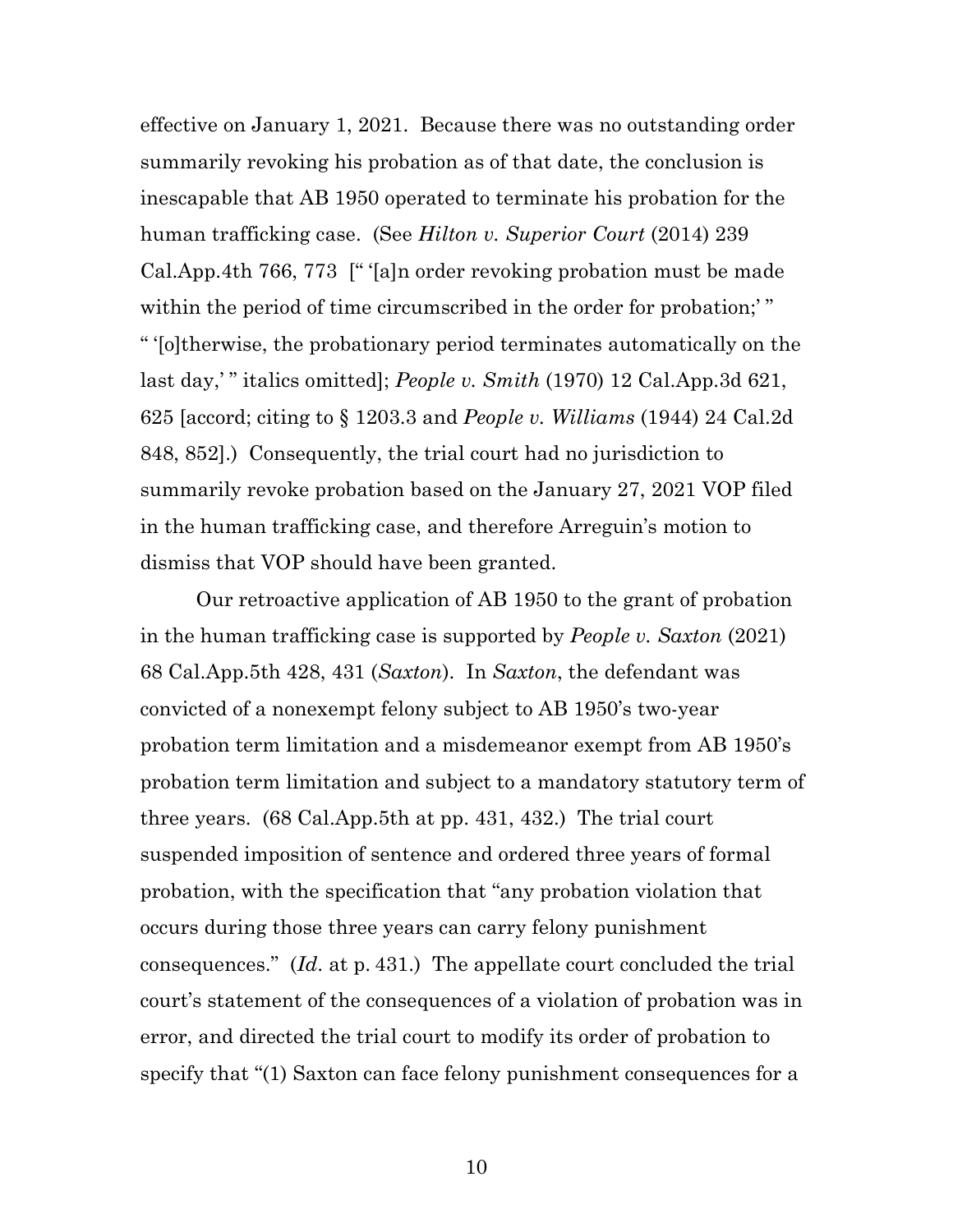effective on January 1, 2021. Because there was no outstanding order summarily revoking his probation as of that date, the conclusion is inescapable that AB 1950 operated to terminate his probation for the human trafficking case. (See *Hilton v. Superior Court* (2014) 239 Cal.App.4th 766, 773 [" '[a]n order revoking probation must be made within the period of time circumscribed in the order for probation;' " " '[o]therwise, the probationary period terminates automatically on the last day,' " italics omitted]; *People v. Smith* (1970) 12 Cal.App.3d 621, 625 [accord; citing to § 1203.3 and *People v. Williams* (1944) 24 Cal.2d 848, 852].) Consequently, the trial court had no jurisdiction to summarily revoke probation based on the January 27, 2021 VOP filed in the human trafficking case, and therefore Arreguin's motion to dismiss that VOP should have been granted.

Our retroactive application of AB 1950 to the grant of probation in the human trafficking case is supported by *People v. Saxton* (2021) 68 Cal.App.5th 428, 431 (*Saxton*). In *Saxton*, the defendant was convicted of a nonexempt felony subject to AB 1950's two-year probation term limitation and a misdemeanor exempt from AB 1950's probation term limitation and subject to a mandatory statutory term of three years. (68 Cal.App.5th at pp. 431, 432.) The trial court suspended imposition of sentence and ordered three years of formal probation, with the specification that "any probation violation that occurs during those three years can carry felony punishment consequences." (*Id*. at p. 431.) The appellate court concluded the trial court's statement of the consequences of a violation of probation was in error, and directed the trial court to modify its order of probation to specify that "(1) Saxton can face felony punishment consequences for a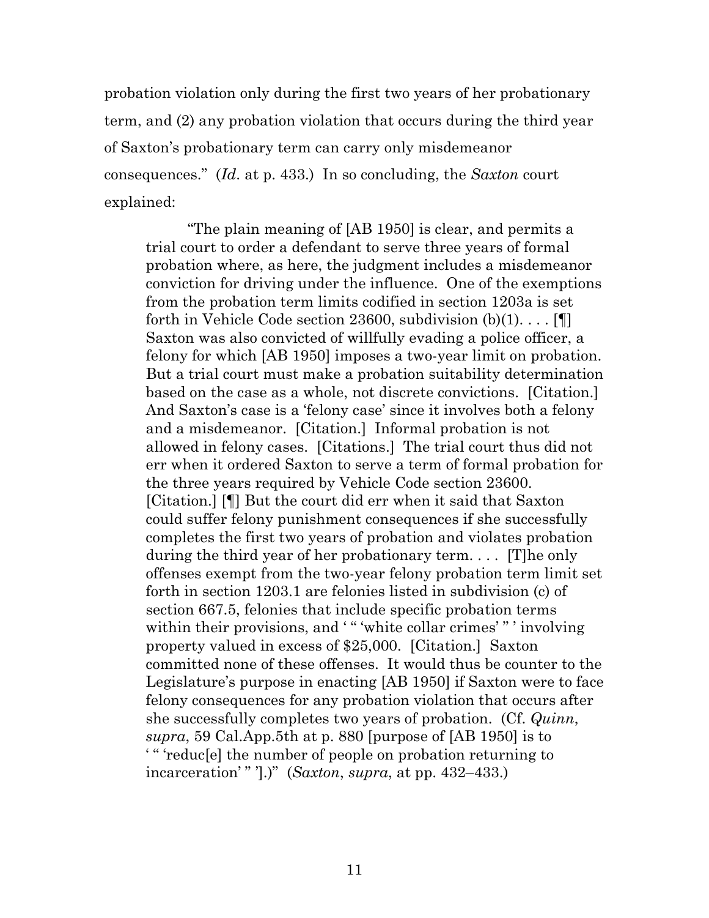probation violation only during the first two years of her probationary term, and (2) any probation violation that occurs during the third year of Saxton's probationary term can carry only misdemeanor consequences." (*Id*. at p. 433.) In so concluding, the *Saxton* court explained:

> "The plain meaning of [AB 1950] is clear, and permits a trial court to order a defendant to serve three years of formal probation where, as here, the judgment includes a misdemeanor conviction for driving under the influence. One of the exemptions from the probation term limits codified in section 1203a is set forth in Vehicle Code section 23600, subdivision (b)(1). . . . [¶] Saxton was also convicted of willfully evading a police officer, a felony for which [AB 1950] imposes a two-year limit on probation. But a trial court must make a probation suitability determination based on the case as a whole, not discrete convictions. [Citation.] And Saxton's case is a 'felony case' since it involves both a felony and a misdemeanor. [Citation.] Informal probation is not allowed in felony cases. [Citations.] The trial court thus did not err when it ordered Saxton to serve a term of formal probation for the three years required by Vehicle Code section 23600. [Citation.] [¶] But the court did err when it said that Saxton could suffer felony punishment consequences if she successfully completes the first two years of probation and violates probation during the third year of her probationary term. . . . [T]he only offenses exempt from the two-year felony probation term limit set forth in section 1203.1 are felonies listed in subdivision (c) of section 667.5, felonies that include specific probation terms within their provisions, and ' " 'white collar crimes' " ' involving property valued in excess of $25,000. [Citation.] Saxton committed none of these offenses. It would thus be counter to the Legislature's purpose in enacting [AB 1950] if Saxton were to face felony consequences for any probation violation that occurs after she successfully completes two years of probation. (Cf. *Quinn*, *supra*, 59 Cal.App.5th at p. 880 [purpose of [AB 1950] is to ' " 'reduc[e] the number of people on probation returning to incarceration' " '].)" (*Saxton*, *supra*, at pp. 432–433.)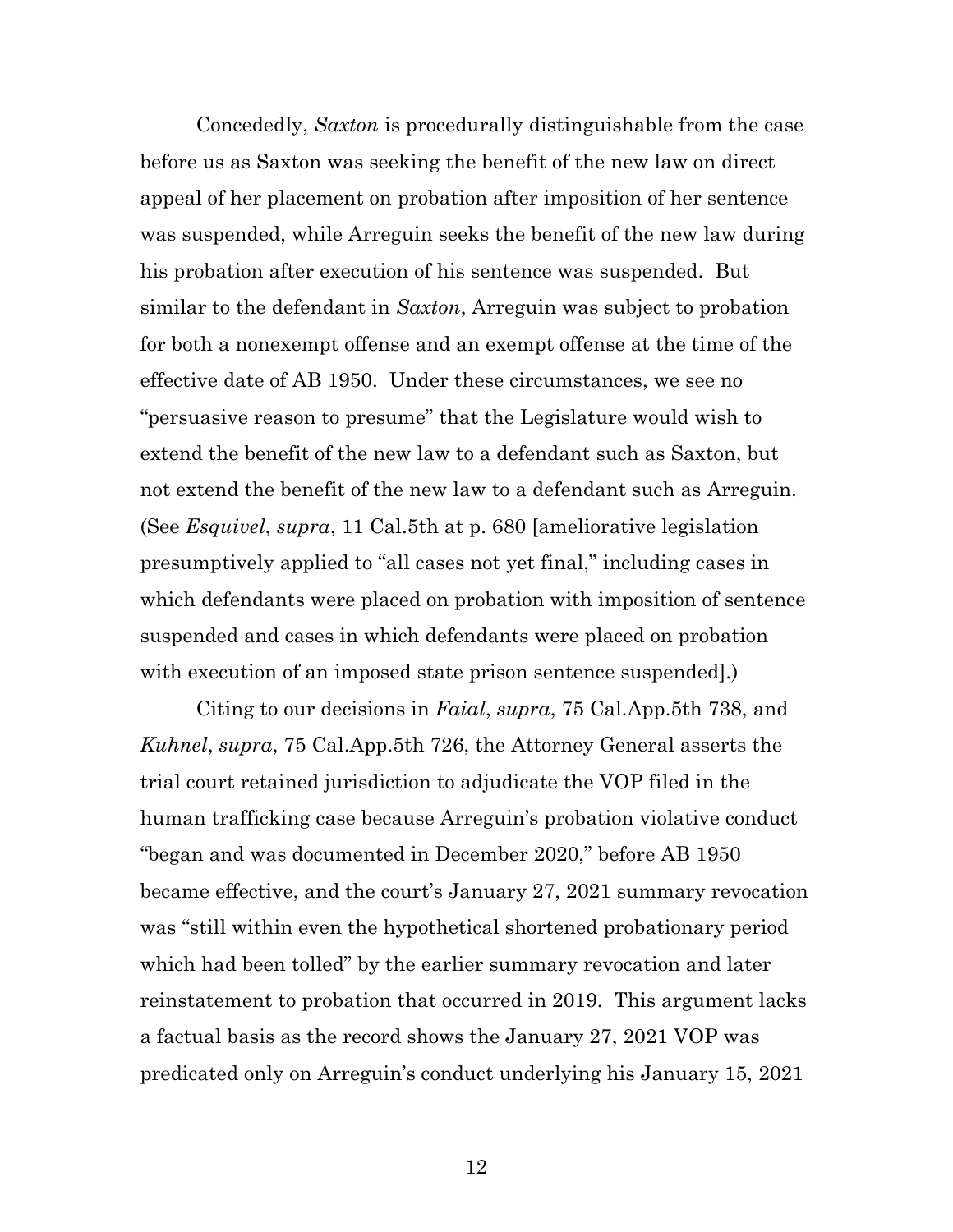Concededly, *Saxton* is procedurally distinguishable from the case before us as Saxton was seeking the benefit of the new law on direct appeal of her placement on probation after imposition of her sentence was suspended, while Arreguin seeks the benefit of the new law during his probation after execution of his sentence was suspended. But similar to the defendant in *Saxton*, Arreguin was subject to probation for both a nonexempt offense and an exempt offense at the time of the effective date of AB 1950. Under these circumstances, we see no "persuasive reason to presume" that the Legislature would wish to extend the benefit of the new law to a defendant such as Saxton, but not extend the benefit of the new law to a defendant such as Arreguin. (See *Esquivel*, *supra*, 11 Cal.5th at p. 680 [ameliorative legislation presumptively applied to "all cases not yet final," including cases in which defendants were placed on probation with imposition of sentence suspended and cases in which defendants were placed on probation with execution of an imposed state prison sentence suspended].)

Citing to our decisions in *Faial*, *supra*, 75 Cal.App.5th 738, and *Kuhnel*, *supra*, 75 Cal.App.5th 726, the Attorney General asserts the trial court retained jurisdiction to adjudicate the VOP filed in the human trafficking case because Arreguin's probation violative conduct "began and was documented in December 2020," before AB 1950 became effective, and the court's January 27, 2021 summary revocation was "still within even the hypothetical shortened probationary period which had been tolled" by the earlier summary revocation and later reinstatement to probation that occurred in 2019. This argument lacks a factual basis as the record shows the January 27, 2021 VOP was predicated only on Arreguin's conduct underlying his January 15, 2021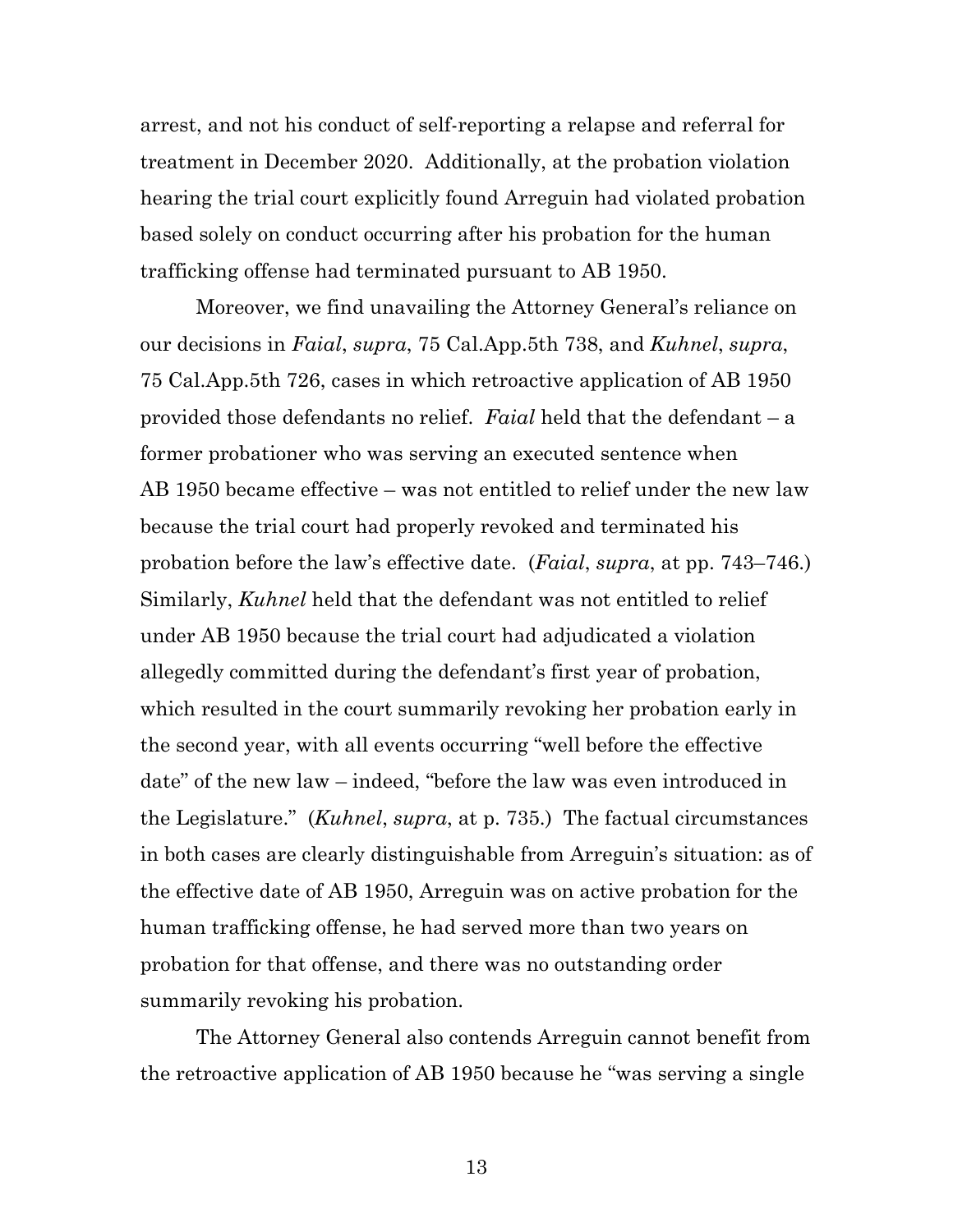arrest, and not his conduct of self-reporting a relapse and referral for treatment in December 2020. Additionally, at the probation violation hearing the trial court explicitly found Arreguin had violated probation based solely on conduct occurring after his probation for the human trafficking offense had terminated pursuant to AB 1950.

Moreover, we find unavailing the Attorney General's reliance on our decisions in *Faial*, *supra*, 75 Cal.App.5th 738, and *Kuhnel*, *supra*, 75 Cal.App.5th 726, cases in which retroactive application of AB 1950 provided those defendants no relief. *Faial* held that the defendant – a former probationer who was serving an executed sentence when AB 1950 became effective – was not entitled to relief under the new law because the trial court had properly revoked and terminated his probation before the law's effective date. (*Faial*, *supra*, at pp. 743–746.) Similarly, *Kuhnel* held that the defendant was not entitled to relief under AB 1950 because the trial court had adjudicated a violation allegedly committed during the defendant's first year of probation, which resulted in the court summarily revoking her probation early in the second year, with all events occurring "well before the effective date" of the new law – indeed, "before the law was even introduced in the Legislature." (*Kuhnel*, *supra*, at p. 735.) The factual circumstances in both cases are clearly distinguishable from Arreguin's situation: as of the effective date of AB 1950, Arreguin was on active probation for the human trafficking offense, he had served more than two years on probation for that offense, and there was no outstanding order summarily revoking his probation.

The Attorney General also contends Arreguin cannot benefit from the retroactive application of AB 1950 because he "was serving a single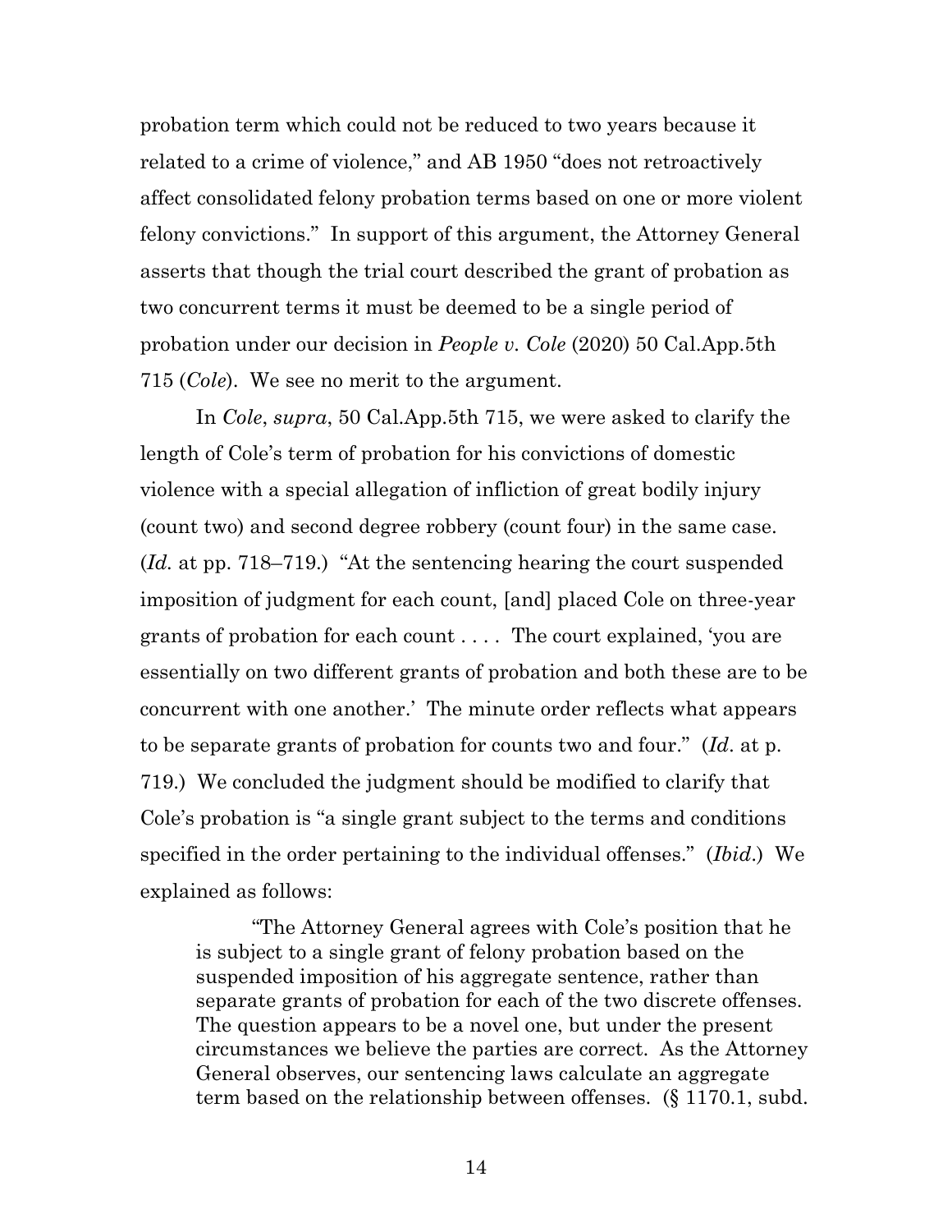probation term which could not be reduced to two years because it related to a crime of violence," and AB 1950 "does not retroactively affect consolidated felony probation terms based on one or more violent felony convictions." In support of this argument, the Attorney General asserts that though the trial court described the grant of probation as two concurrent terms it must be deemed to be a single period of probation under our decision in *People v. Cole* (2020) 50 Cal.App.5th 715 (*Cole*). We see no merit to the argument.

In *Cole*, *supra*, 50 Cal.App.5th 715, we were asked to clarify the length of Cole's term of probation for his convictions of domestic violence with a special allegation of infliction of great bodily injury (count two) and second degree robbery (count four) in the same case. (*Id.* at pp. 718–719.) "At the sentencing hearing the court suspended imposition of judgment for each count, [and] placed Cole on three-year grants of probation for each count . . . . The court explained, 'you are essentially on two different grants of probation and both these are to be concurrent with one another.' The minute order reflects what appears to be separate grants of probation for counts two and four." (*Id*. at p. 719.) We concluded the judgment should be modified to clarify that Cole's probation is "a single grant subject to the terms and conditions specified in the order pertaining to the individual offenses." (*Ibid*.) We explained as follows:

> "The Attorney General agrees with Cole's position that he is subject to a single grant of felony probation based on the suspended imposition of his aggregate sentence, rather than separate grants of probation for each of the two discrete offenses. The question appears to be a novel one, but under the present circumstances we believe the parties are correct. As the Attorney General observes, our sentencing laws calculate an aggregate term based on the relationship between offenses. (§ 1170.1, subd.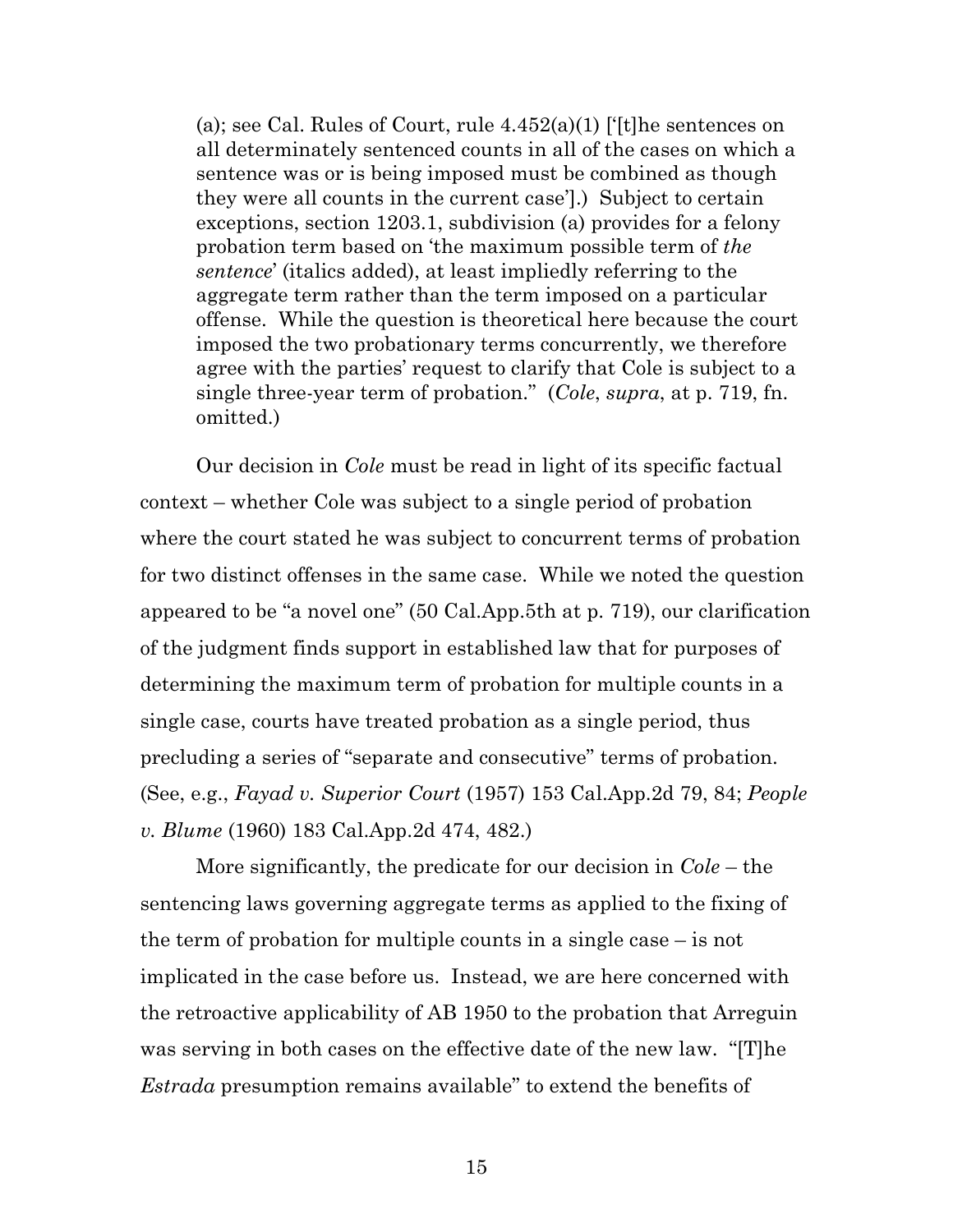(a); see Cal. Rules of Court, rule 4.452(a)(1) ['[t]he sentences on all determinately sentenced counts in all of the cases on which a sentence was or is being imposed must be combined as though they were all counts in the current case'].) Subject to certain exceptions, section 1203.1, subdivision (a) provides for a felony probation term based on 'the maximum possible term of *the sentence*' (italics added), at least impliedly referring to the aggregate term rather than the term imposed on a particular offense. While the question is theoretical here because the court imposed the two probationary terms concurrently, we therefore agree with the parties' request to clarify that Cole is subject to a single three-year term of probation." (*Cole*, *supra*, at p. 719, fn. omitted.)

Our decision in *Cole* must be read in light of its specific factual context – whether Cole was subject to a single period of probation where the court stated he was subject to concurrent terms of probation for two distinct offenses in the same case. While we noted the question appeared to be "a novel one" (50 Cal.App.5th at p. 719), our clarification of the judgment finds support in established law that for purposes of determining the maximum term of probation for multiple counts in a single case, courts have treated probation as a single period, thus precluding a series of "separate and consecutive" terms of probation. (See, e.g., *Fayad v. Superior Court* (1957) 153 Cal.App.2d 79, 84; *People v. Blume* (1960) 183 Cal.App.2d 474, 482.)

More significantly, the predicate for our decision in *Cole* – the sentencing laws governing aggregate terms as applied to the fixing of the term of probation for multiple counts in a single case – is not implicated in the case before us. Instead, we are here concerned with the retroactive applicability of AB 1950 to the probation that Arreguin was serving in both cases on the effective date of the new law. "[T]he *Estrada* presumption remains available" to extend the benefits of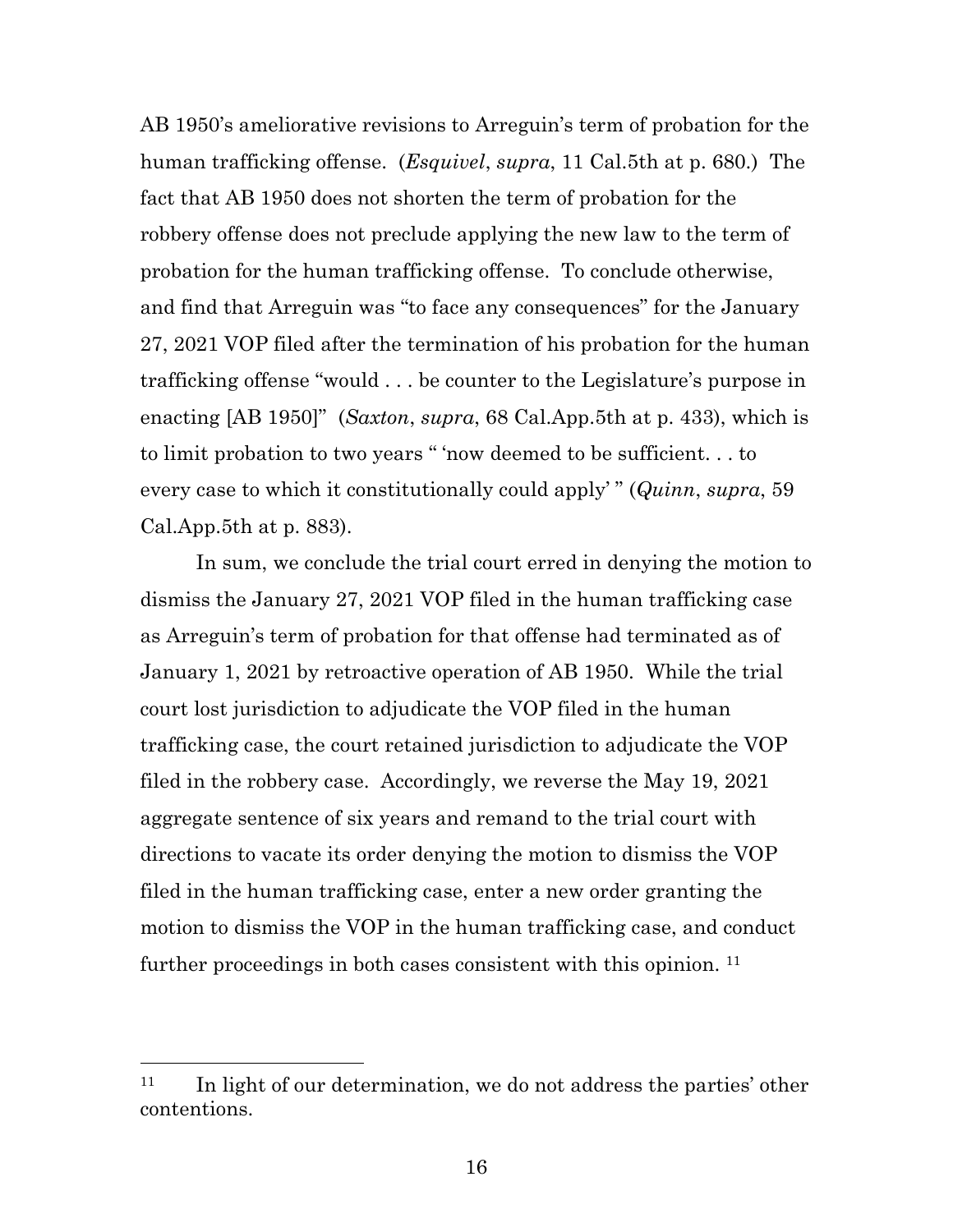AB 1950's ameliorative revisions to Arreguin's term of probation for the human trafficking offense. (*Esquivel*, *supra*, 11 Cal.5th at p. 680.) The fact that AB 1950 does not shorten the term of probation for the robbery offense does not preclude applying the new law to the term of probation for the human trafficking offense. To conclude otherwise, and find that Arreguin was "to face any consequences" for the January 27, 2021 VOP filed after the termination of his probation for the human trafficking offense "would . . . be counter to the Legislature's purpose in enacting [AB 1950]" (*Saxton*, *supra*, 68 Cal.App.5th at p. 433), which is to limit probation to two years " 'now deemed to be sufficient. . . to every case to which it constitutionally could apply' " (*Quinn*, *supra*, 59 Cal.App.5th at p. 883).

In sum, we conclude the trial court erred in denying the motion to dismiss the January 27, 2021 VOP filed in the human trafficking case as Arreguin's term of probation for that offense had terminated as of January 1, 2021 by retroactive operation of AB 1950. While the trial court lost jurisdiction to adjudicate the VOP filed in the human trafficking case, the court retained jurisdiction to adjudicate the VOP filed in the robbery case. Accordingly, we reverse the May 19, 2021 aggregate sentence of six years and remand to the trial court with directions to vacate its order denying the motion to dismiss the VOP filed in the human trafficking case, enter a new order granting the motion to dismiss the VOP in the human trafficking case, and conduct further proceedings in both cases consistent with this opinion. [11]

---

[11] In light of our determination, we do not address the parties' other contentions.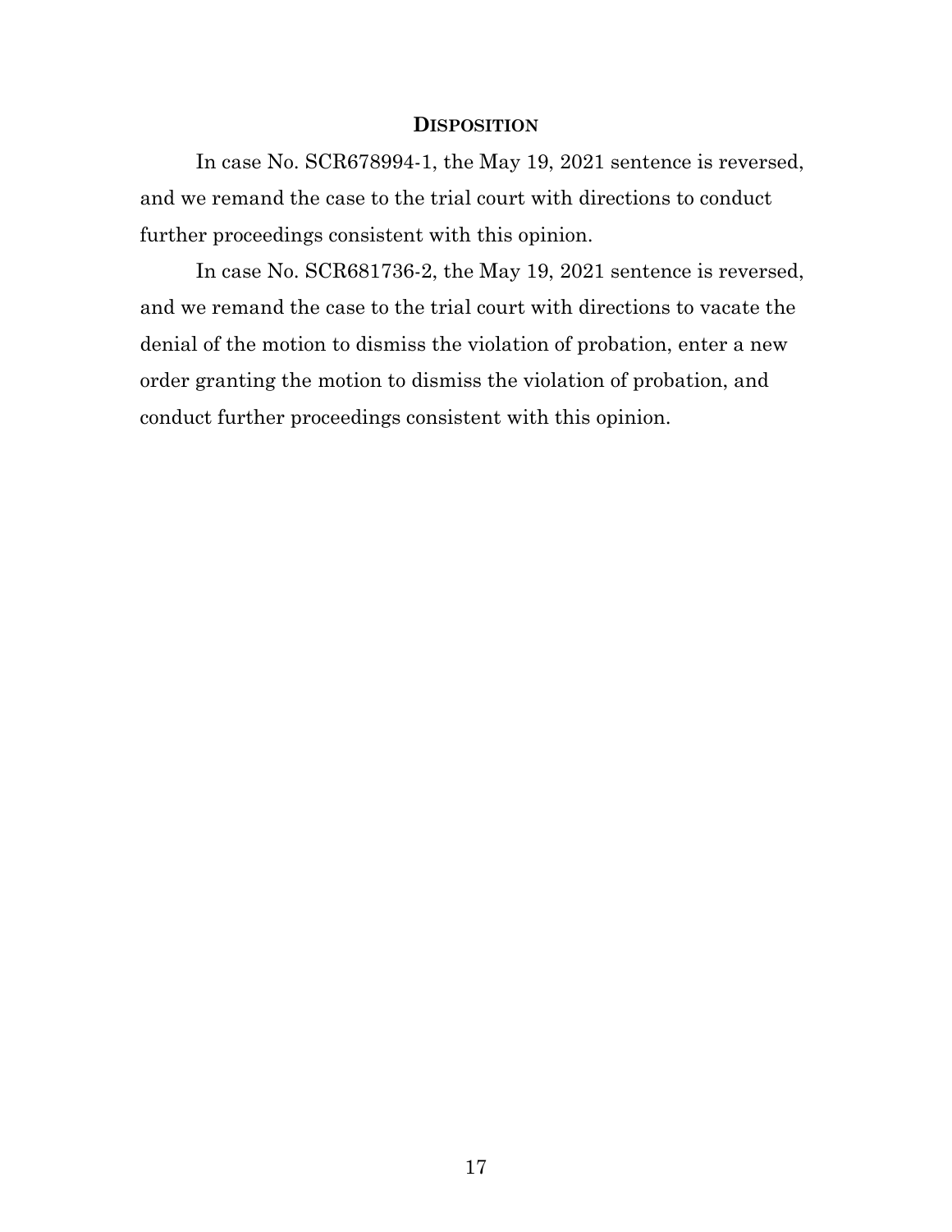## DISPOSITION

In case No. SCR678994-1, the May 19, 2021 sentence is reversed, and we remand the case to the trial court with directions to conduct further proceedings consistent with this opinion.

In case No. SCR681736-2, the May 19, 2021 sentence is reversed, and we remand the case to the trial court with directions to vacate the denial of the motion to dismiss the violation of probation, enter a new order granting the motion to dismiss the violation of probation, and conduct further proceedings consistent with this opinion.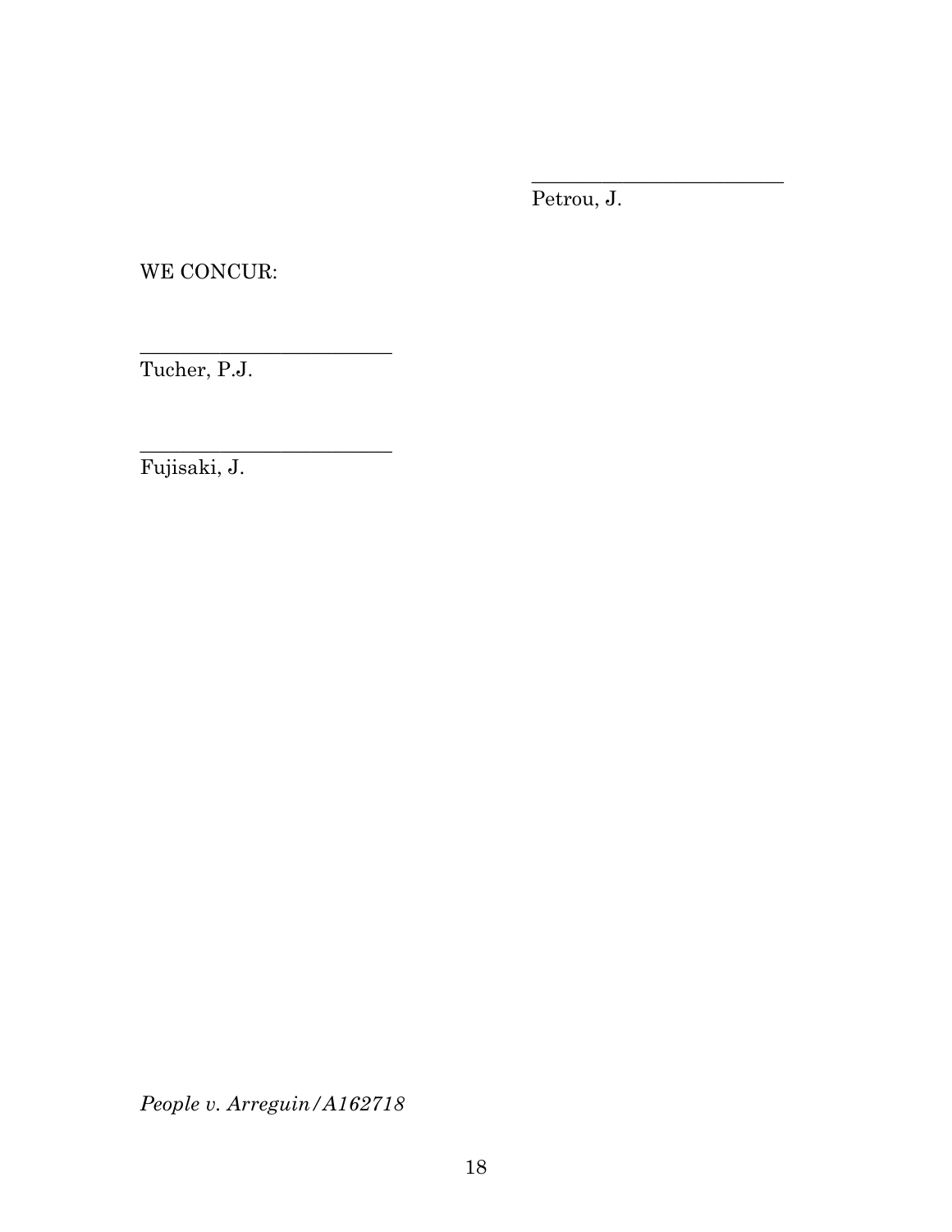_________________________
Petrou, J.

WE CONCUR:

_________________________
Tucher, P.J.

_________________________
Fujisaki, J.

*People v. Arreguin/A162718*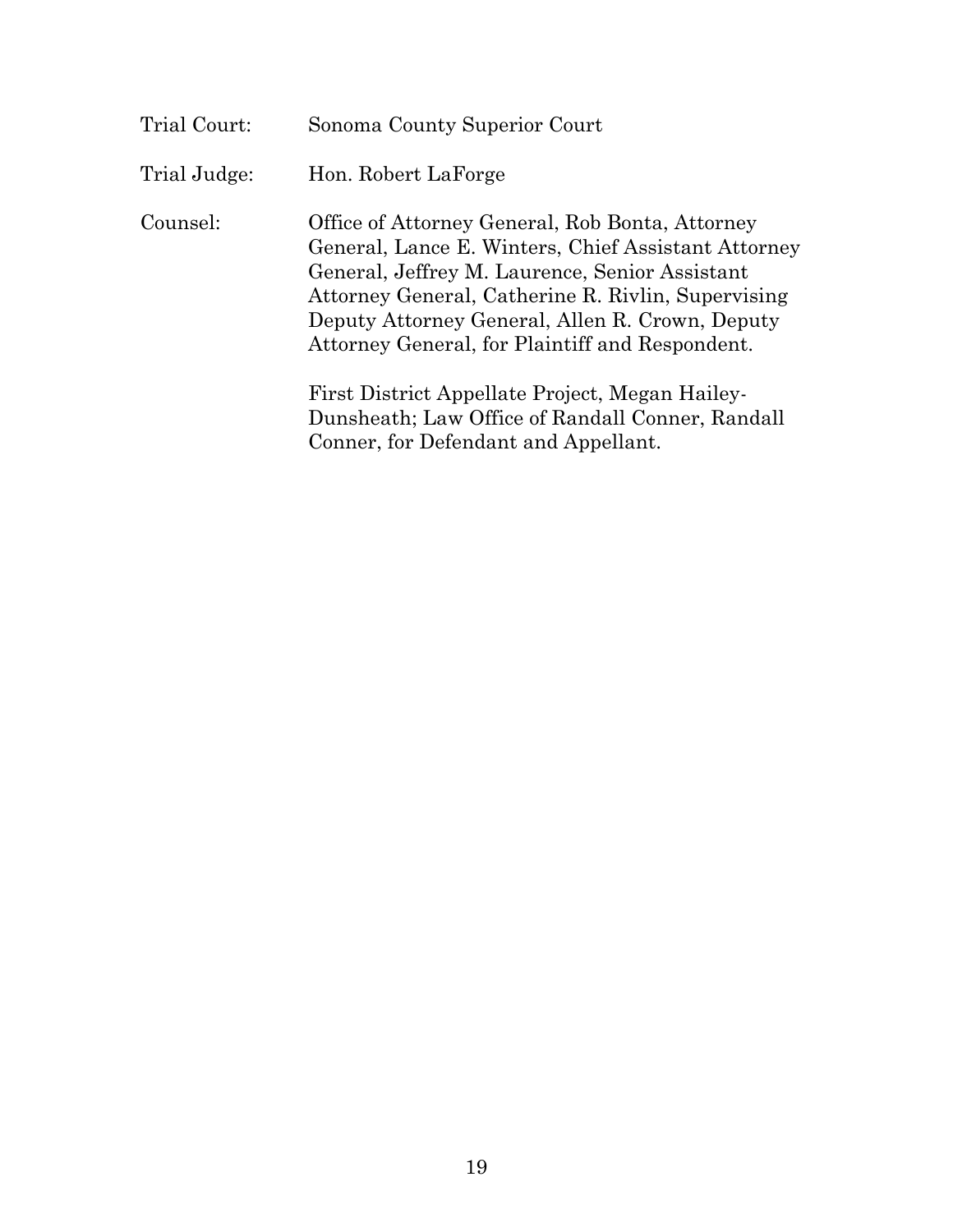Trial Court: Sonoma County Superior Court

Trial Judge: Hon. Robert LaForge

Counsel: Office of Attorney General, Rob Bonta, Attorney General, Lance E. Winters, Chief Assistant Attorney General, Jeffrey M. Laurence, Senior Assistant Attorney General, Catherine R. Rivlin, Supervising Deputy Attorney General, Allen R. Crown, Deputy Attorney General, for Plaintiff and Respondent.

First District Appellate Project, Megan Hailey-Dunsheath; Law Office of Randall Conner, Randall Conner, for Defendant and Appellant.